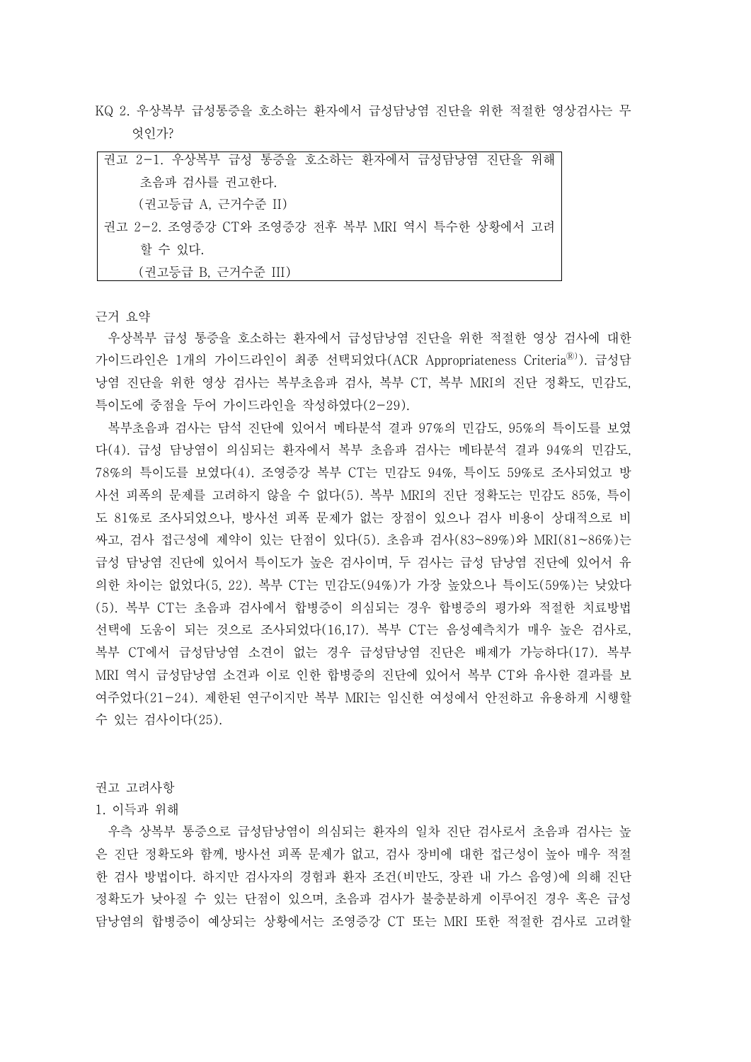KQ 2. 우상복부 급성통증을 호소하는 환자에서 급성담낭염 진단을 위한 적절한 영상검사는 무엇인가?

> 권고 2-1. 우상복부 급성 통증을 호소하는 환자에서 급성담낭염 진단을 위해 초음파 검사를 권고한다.
> (권고등급 A, 근거수준 II)
> 권고 2-2. 조영증강 CT와 조영증강 전후 복부 MRI 역시 특수한 상황에서 고려할 수 있다.
> (권고등급 B, 근거수준 III)

근거 요약

우상복부 급성 통증을 호소하는 환자에서 급성담낭염 진단을 위한 적절한 영상 검사에 대한 가이드라인은 1개의 가이드라인이 최종 선택되었다(ACR Appropriateness Criteria®). 급성담낭염 진단을 위한 영상 검사는 복부초음파 검사, 복부 CT, 복부 MRI의 진단 정확도, 민감도, 특이도에 중점을 두어 가이드라인을 작성하였다(2-29).

복부초음파 검사는 담석 진단에 있어서 메타분석 결과 97%의 민감도, 95%의 특이도를 보였다(4). 급성 담낭염이 의심되는 환자에서 복부 초음파 검사는 메타분석 결과 94%의 민감도, 78%의 특이도를 보였다(4). 조영증강 복부 CT는 민감도 94%, 특이도 59%로 조사되었고 방사선 피폭의 문제를 고려하지 않을 수 없다(5). 복부 MRI의 진단 정확도는 민감도 85%, 특이도 81%로 조사되었으나, 방사선 피폭 문제가 없는 장점이 있으나 검사 비용이 상대적으로 비싸고, 검사 접근성에 제약이 있는 단점이 있다(5). 초음파 검사(83~89%)와 MRI(81~86%)는 급성 담낭염 진단에 있어서 특이도가 높은 검사이며, 두 검사는 급성 담낭염 진단에 있어서 유의한 차이는 없었다(5, 22). 복부 CT는 민감도(94%)가 가장 높았으나 특이도(59%)는 낮았다(5). 복부 CT는 초음파 검사에서 합병증이 의심되는 경우 합병증의 평가와 적절한 치료방법 선택에 도움이 되는 것으로 조사되었다(16,17). 복부 CT는 음성예측치가 매우 높은 검사로, 복부 CT에서 급성담낭염 소견이 없는 경우 급성담낭염 진단은 배제가 가능하다(17). 복부 MRI 역시 급성담낭염 소견과 이로 인한 합병증의 진단에 있어서 복부 CT와 유사한 결과를 보여주었다(21-24). 제한된 연구이지만 복부 MRI는 임신한 여성에서 안전하고 유용하게 시행할 수 있는 검사이다(25).

권고 고려사항

1. 이득과 위해

우측 상복부 통증으로 급성담낭염이 의심되는 환자의 일차 진단 검사로서 초음파 검사는 높은 진단 정확도와 함께, 방사선 피폭 문제가 없고, 검사 장비에 대한 접근성이 높아 매우 적절한 검사 방법이다. 하지만 검사자의 경험과 환자 조건(비만도, 장관 내 가스 음영)에 의해 진단 정확도가 낮아질 수 있는 단점이 있으며, 초음파 검사가 불충분하게 이루어진 경우 혹은 급성담낭염의 합병증이 예상되는 상황에서는 조영증강 CT 또는 MRI 또한 적절한 검사로 고려할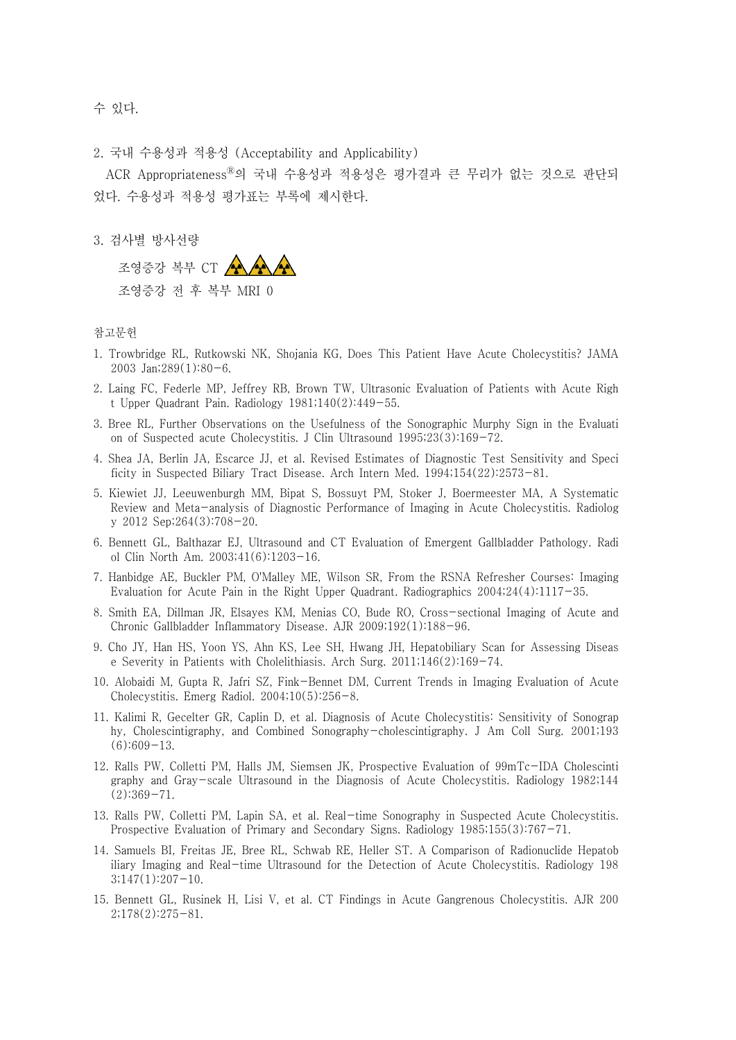수 있다.

2. 국내 수용성과 적용성 (Acceptability and Applicability)

ACR Appropriateness®의 국내 수용성과 적용성은 평가결과 큰 무리가 없는 것으로 판단되었다. 수용성과 적용성 평가표는 부록에 제시한다.

3. 검사별 방사선량

조영증강 복부 CT ☢☢☢

조영증강 전 후 복부 MRI 0

참고문헌

1. Trowbridge RL, Rutkowski NK, Shojania KG, Does This Patient Have Acute Cholecystitis? JAMA 2003 Jan;289(1):80-6.
2. Laing FC, Federle MP, Jeffrey RB, Brown TW, Ultrasonic Evaluation of Patients with Acute Right Upper Quadrant Pain. Radiology 1981;140(2):449-55.
3. Bree RL, Further Observations on the Usefulness of the Sonographic Murphy Sign in the Evaluation of Suspected acute Cholecystitis. J Clin Ultrasound 1995;23(3):169-72.
4. Shea JA, Berlin JA, Escarce JJ, et al. Revised Estimates of Diagnostic Test Sensitivity and Specificity in Suspected Biliary Tract Disease. Arch Intern Med. 1994;154(22):2573-81.
5. Kiewiet JJ, Leeuwenburgh MM, Bipat S, Bossuyt PM, Stoker J, Boermeester MA, A Systematic Review and Meta-analysis of Diagnostic Performance of Imaging in Acute Cholecystitis. Radiology 2012 Sep;264(3):708-20.
6. Bennett GL, Balthazar EJ, Ultrasound and CT Evaluation of Emergent Gallbladder Pathology. Radiol Clin North Am. 2003;41(6):1203-16.
7. Hanbidge AE, Buckler PM, O'Malley ME, Wilson SR, From the RSNA Refresher Courses: Imaging Evaluation for Acute Pain in the Right Upper Quadrant. Radiographics 2004;24(4):1117-35.
8. Smith EA, Dillman JR, Elsayes KM, Menias CO, Bude RO, Cross-sectional Imaging of Acute and Chronic Gallbladder Inflammatory Disease. AJR 2009;192(1):188-96.
9. Cho JY, Han HS, Yoon YS, Ahn KS, Lee SH, Hwang JH, Hepatobiliary Scan for Assessing Disease Severity in Patients with Cholelithiasis. Arch Surg. 2011;146(2):169-74.
10. Alobaidi M, Gupta R, Jafri SZ, Fink-Bennet DM, Current Trends in Imaging Evaluation of Acute Cholecystitis. Emerg Radiol. 2004;10(5):256-8.
11. Kalimi R, Gecelter GR, Caplin D, et al. Diagnosis of Acute Cholecystitis: Sensitivity of Sonography, Cholescintigraphy, and Combined Sonography-cholescintigraphy. J Am Coll Surg. 2001;193(6):609-13.
12. Ralls PW, Colletti PM, Halls JM, Siemsen JK, Prospective Evaluation of 99mTc-IDA Cholescintigraphy and Gray-scale Ultrasound in the Diagnosis of Acute Cholecystitis. Radiology 1982;144(2):369-71.
13. Ralls PW, Colletti PM, Lapin SA, et al. Real-time Sonography in Suspected Acute Cholecystitis. Prospective Evaluation of Primary and Secondary Signs. Radiology 1985;155(3):767-71.
14. Samuels BI, Freitas JE, Bree RL, Schwab RE, Heller ST. A Comparison of Radionuclide Hepatobiliary Imaging and Real-time Ultrasound for the Detection of Acute Cholecystitis. Radiology 1983;147(1):207-10.
15. Bennett GL, Rusinek H, Lisi V, et al. CT Findings in Acute Gangrenous Cholecystitis. AJR 2002;178(2):275-81.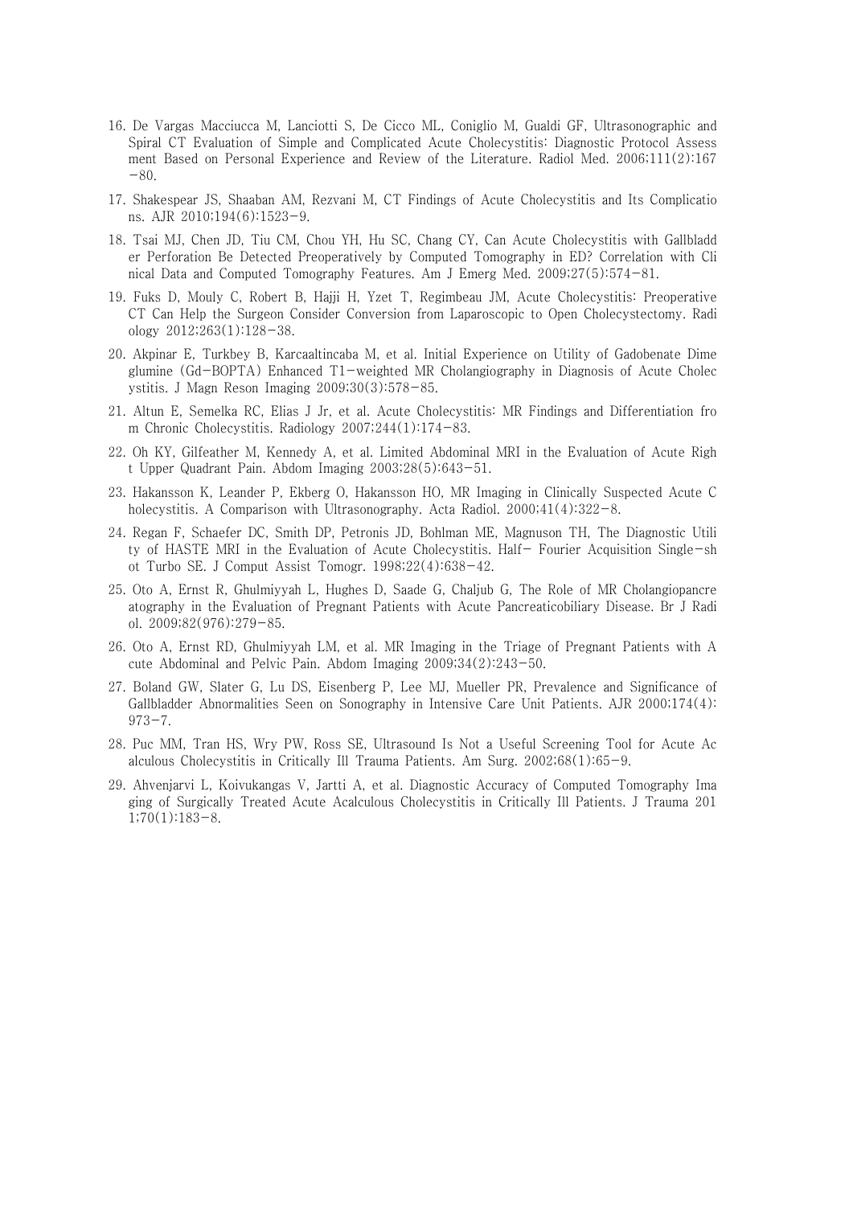16. De Vargas Macciucca M, Lanciotti S, De Cicco ML, Coniglio M, Gualdi GF, Ultrasonographic and Spiral CT Evaluation of Simple and Complicated Acute Cholecystitis: Diagnostic Protocol Assessment Based on Personal Experience and Review of the Literature. Radiol Med. 2006;111(2):167−80.
17. Shakespear JS, Shaaban AM, Rezvani M, CT Findings of Acute Cholecystitis and Its Complications. AJR 2010;194(6):1523−9.
18. Tsai MJ, Chen JD, Tiu CM, Chou YH, Hu SC, Chang CY, Can Acute Cholecystitis with Gallbladder Perforation Be Detected Preoperatively by Computed Tomography in ED? Correlation with Clinical Data and Computed Tomography Features. Am J Emerg Med. 2009;27(5):574−81.
19. Fuks D, Mouly C, Robert B, Hajji H, Yzet T, Regimbeau JM, Acute Cholecystitis: Preoperative CT Can Help the Surgeon Consider Conversion from Laparoscopic to Open Cholecystectomy. Radiology 2012;263(1):128−38.
20. Akpinar E, Turkbey B, Karcaaltincaba M, et al. Initial Experience on Utility of Gadobenate Dimeglumine (Gd−BOPTA) Enhanced T1−weighted MR Cholangiography in Diagnosis of Acute Cholecystitis. J Magn Reson Imaging 2009;30(3):578−85.
21. Altun E, Semelka RC, Elias J Jr, et al. Acute Cholecystitis: MR Findings and Differentiation from Chronic Cholecystitis. Radiology 2007;244(1):174−83.
22. Oh KY, Gilfeather M, Kennedy A, et al. Limited Abdominal MRI in the Evaluation of Acute Right Upper Quadrant Pain. Abdom Imaging 2003;28(5):643−51.
23. Hakansson K, Leander P, Ekberg O, Hakansson HO, MR Imaging in Clinically Suspected Acute Cholecystitis. A Comparison with Ultrasonography. Acta Radiol. 2000;41(4):322−8.
24. Regan F, Schaefer DC, Smith DP, Petronis JD, Bohlman ME, Magnuson TH, The Diagnostic Utility of HASTE MRI in the Evaluation of Acute Cholecystitis. Half− Fourier Acquisition Single−shot Turbo SE. J Comput Assist Tomogr. 1998;22(4):638−42.
25. Oto A, Ernst R, Ghulmiyyah L, Hughes D, Saade G, Chaljub G, The Role of MR Cholangiopancreatography in the Evaluation of Pregnant Patients with Acute Pancreaticobiliary Disease. Br J Radiol. 2009;82(976):279−85.
26. Oto A, Ernst RD, Ghulmiyyah LM, et al. MR Imaging in the Triage of Pregnant Patients with Acute Abdominal and Pelvic Pain. Abdom Imaging 2009;34(2):243−50.
27. Boland GW, Slater G, Lu DS, Eisenberg P, Lee MJ, Mueller PR, Prevalence and Significance of Gallbladder Abnormalities Seen on Sonography in Intensive Care Unit Patients. AJR 2000;174(4):973−7.
28. Puc MM, Tran HS, Wry PW, Ross SE, Ultrasound Is Not a Useful Screening Tool for Acute Acalculous Cholecystitis in Critically Ill Trauma Patients. Am Surg. 2002;68(1):65−9.
29. Ahvenjarvi L, Koivukangas V, Jartti A, et al. Diagnostic Accuracy of Computed Tomography Imaging of Surgically Treated Acute Acalculous Cholecystitis in Critically Ill Patients. J Trauma 2011;70(1):183−8.